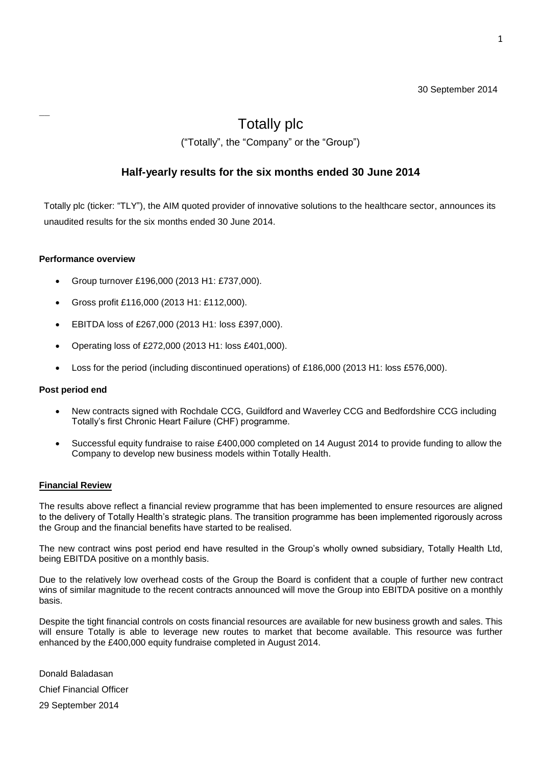30 September 2014

# Totally plc

("Totally", the "Company" or the "Group")

## Half-yearly results for the six months ended 30 June 2014

Totally plc (ticker: "TLY"), the AIM quoted provider of innovative solutions to the healthcare sector, announces its unaudited results for the six months ended 30 June 2014.

**Performance overview**

- Group turnover £196,000 (2013 H1: £737,000).
- Gross profit £116,000 (2013 H1: £112,000).
- EBITDA loss of £267,000 (2013 H1: loss £397,000).
- Operating loss of £272,000 (2013 H1: loss £401,000).
- Loss for the period (including discontinued operations) of £186,000 (2013 H1: loss £576,000).

**Post period end**

- New contracts signed with Rochdale CCG, Guildford and Waverley CCG and Bedfordshire CCG including Totally's first Chronic Heart Failure (CHF) programme.
- Successful equity fundraise to raise £400,000 completed on 14 August 2014 to provide funding to allow the Company to develop new business models within Totally Health.

**Financial Review**

The results above reflect a financial review programme that has been implemented to ensure resources are aligned to the delivery of Totally Health's strategic plans. The transition programme has been implemented rigorously across the Group and the financial benefits have started to be realised.

The new contract wins post period end have resulted in the Group's wholly owned subsidiary, Totally Health Ltd, being EBITDA positive on a monthly basis.

Due to the relatively low overhead costs of the Group the Board is confident that a couple of further new contract wins of similar magnitude to the recent contracts announced will move the Group into EBITDA positive on a monthly basis.

Despite the tight financial controls on costs financial resources are available for new business growth and sales. This will ensure Totally is able to leverage new routes to market that become available. This resource was further enhanced by the £400,000 equity fundraise completed in August 2014.

Donald Baladasan

Chief Financial Officer

29 September 2014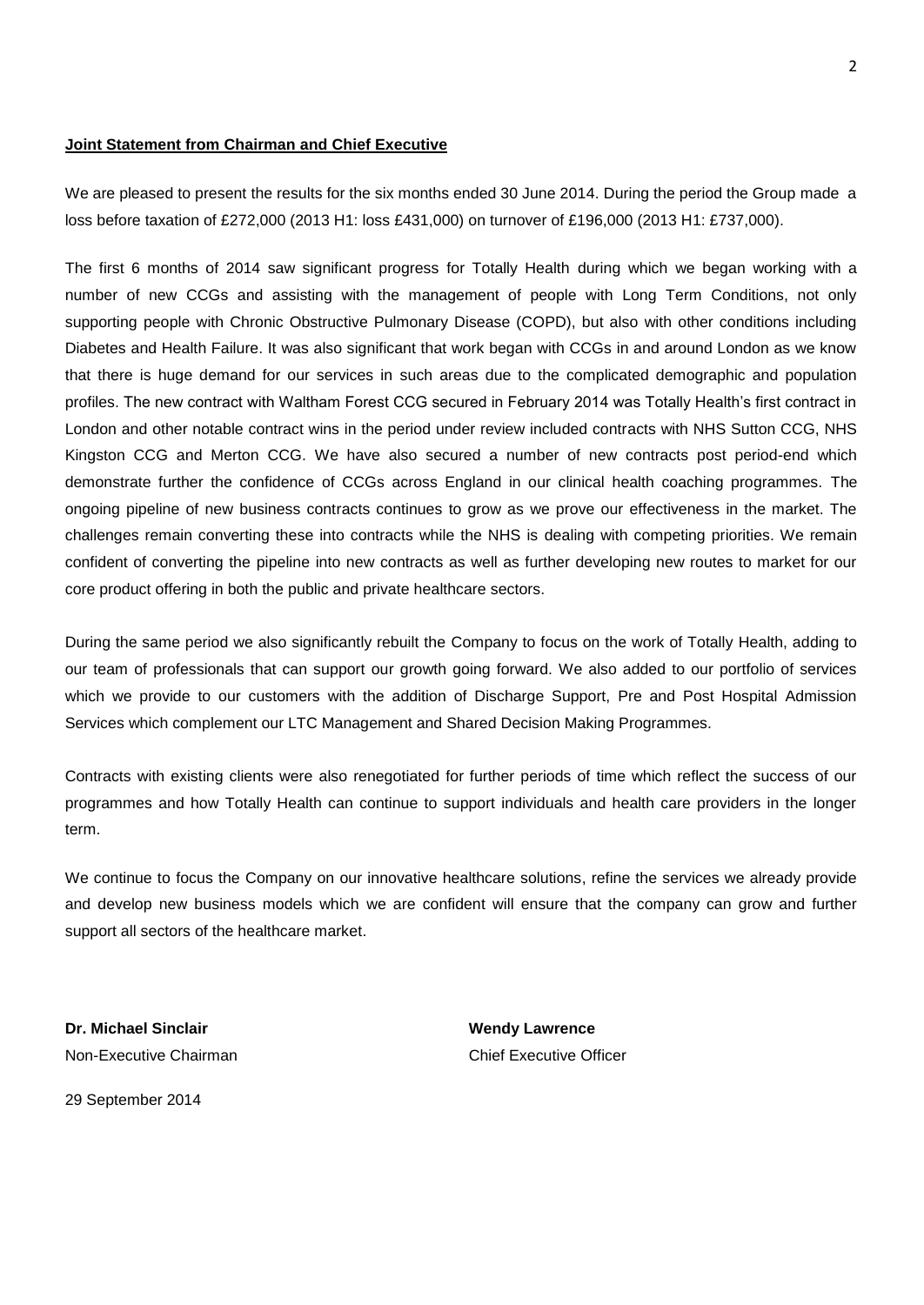**Joint Statement from Chairman and Chief Executive**

We are pleased to present the results for the six months ended 30 June 2014. During the period the Group made a loss before taxation of £272,000 (2013 H1: loss £431,000) on turnover of £196,000 (2013 H1: £737,000).

The first 6 months of 2014 saw significant progress for Totally Health during which we began working with a number of new CCGs and assisting with the management of people with Long Term Conditions, not only supporting people with Chronic Obstructive Pulmonary Disease (COPD), but also with other conditions including Diabetes and Health Failure. It was also significant that work began with CCGs in and around London as we know that there is huge demand for our services in such areas due to the complicated demographic and population profiles. The new contract with Waltham Forest CCG secured in February 2014 was Totally Health's first contract in London and other notable contract wins in the period under review included contracts with NHS Sutton CCG, NHS Kingston CCG and Merton CCG. We have also secured a number of new contracts post period-end which demonstrate further the confidence of CCGs across England in our clinical health coaching programmes. The ongoing pipeline of new business contracts continues to grow as we prove our effectiveness in the market. The challenges remain converting these into contracts while the NHS is dealing with competing priorities. We remain confident of converting the pipeline into new contracts as well as further developing new routes to market for our core product offering in both the public and private healthcare sectors.

During the same period we also significantly rebuilt the Company to focus on the work of Totally Health, adding to our team of professionals that can support our growth going forward. We also added to our portfolio of services which we provide to our customers with the addition of Discharge Support, Pre and Post Hospital Admission Services which complement our LTC Management and Shared Decision Making Programmes.

Contracts with existing clients were also renegotiated for further periods of time which reflect the success of our programmes and how Totally Health can continue to support individuals and health care providers in the longer term.

We continue to focus the Company on our innovative healthcare solutions, refine the services we already provide and develop new business models which we are confident will ensure that the company can grow and further support all sectors of the healthcare market.

**Dr. Michael Sinclair**
Non-Executive Chairman

**Wendy Lawrence**
Chief Executive Officer

29 September 2014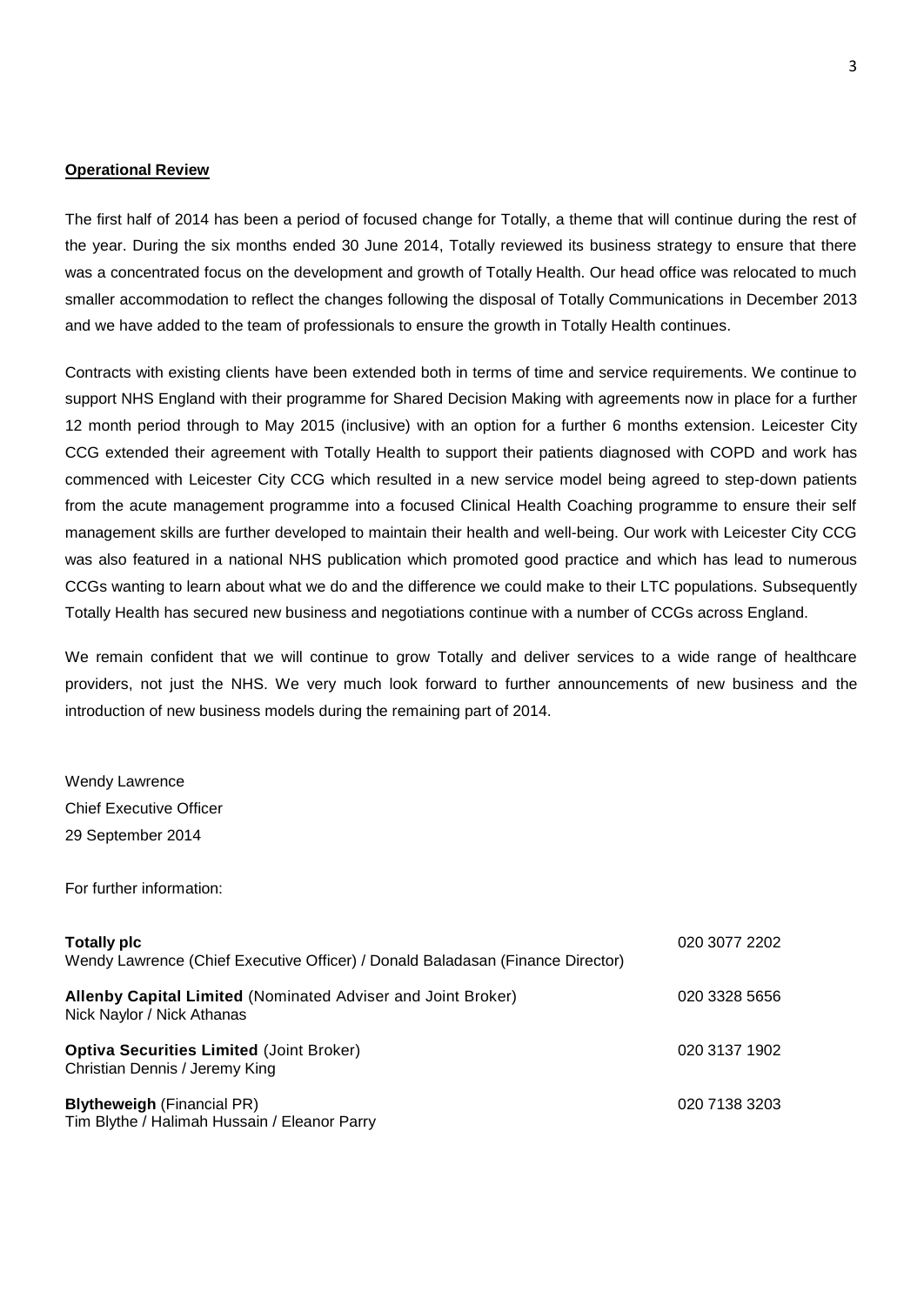**Operational Review**

The first half of 2014 has been a period of focused change for Totally, a theme that will continue during the rest of the year. During the six months ended 30 June 2014, Totally reviewed its business strategy to ensure that there was a concentrated focus on the development and growth of Totally Health. Our head office was relocated to much smaller accommodation to reflect the changes following the disposal of Totally Communications in December 2013 and we have added to the team of professionals to ensure the growth in Totally Health continues.

Contracts with existing clients have been extended both in terms of time and service requirements. We continue to support NHS England with their programme for Shared Decision Making with agreements now in place for a further 12 month period through to May 2015 (inclusive) with an option for a further 6 months extension. Leicester City CCG extended their agreement with Totally Health to support their patients diagnosed with COPD and work has commenced with Leicester City CCG which resulted in a new service model being agreed to step-down patients from the acute management programme into a focused Clinical Health Coaching programme to ensure their self management skills are further developed to maintain their health and well-being. Our work with Leicester City CCG was also featured in a national NHS publication which promoted good practice and which has lead to numerous CCGs wanting to learn about what we do and the difference we could make to their LTC populations. Subsequently Totally Health has secured new business and negotiations continue with a number of CCGs across England.

We remain confident that we will continue to grow Totally and deliver services to a wide range of healthcare providers, not just the NHS. We very much look forward to further announcements of new business and the introduction of new business models during the remaining part of 2014.

Wendy Lawrence
Chief Executive Officer
29 September 2014

For further information:

| | |
|---|---|
| **Totally plc**<br>Wendy Lawrence (Chief Executive Officer) / Donald Baladasan (Finance Director) | 020 3077 2202 |
| **Allenby Capital Limited** (Nominated Adviser and Joint Broker)<br>Nick Naylor / Nick Athanas | 020 3328 5656 |
| **Optiva Securities Limited** (Joint Broker)<br>Christian Dennis / Jeremy King | 020 3137 1902 |
| **Blytheweigh** (Financial PR)<br>Tim Blythe / Halimah Hussain / Eleanor Parry | 020 7138 3203 |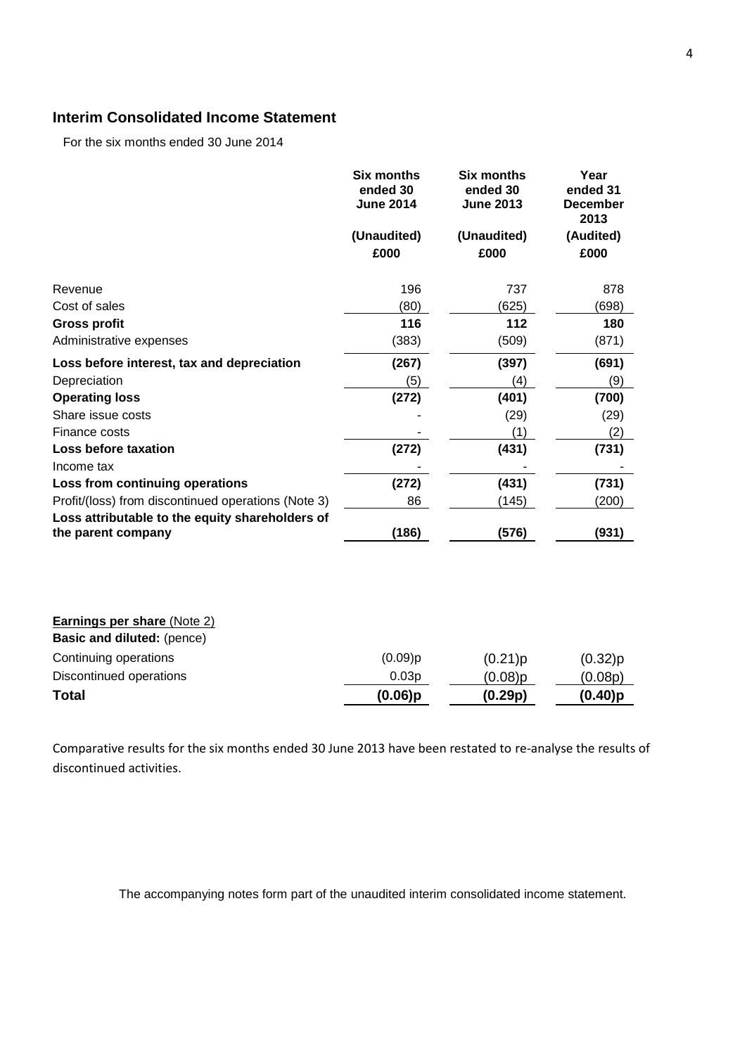## Interim Consolidated Income Statement

For the six months ended 30 June 2014

| | Six months ended 30 June 2014 | Six months ended 30 June 2013 | Year ended 31 December 2013 |
|---|---|---|---|
| | (Unaudited) | (Unaudited) | (Audited) |
| | £000 | £000 | £000 |
| Revenue | 196 | 737 | 878 |
| Cost of sales | (80) | (625) | (698) |
| **Gross profit** | **116** | **112** | **180** |
| Administrative expenses | (383) | (509) | (871) |
| **Loss before interest, tax and depreciation** | **(267)** | **(397)** | **(691)** |
| Depreciation | (5) | (4) | (9) |
| **Operating loss** | **(272)** | **(401)** | **(700)** |
| Share issue costs | - | (29) | (29) |
| Finance costs | - | (1) | (2) |
| **Loss before taxation** | **(272)** | **(431)** | **(731)** |
| Income tax | - | - | - |
| **Loss from continuing operations** | **(272)** | **(431)** | **(731)** |
| Profit/(loss) from discontinued operations (Note 3) | 86 | (145) | (200) |
| **Loss attributable to the equity shareholders of the parent company** | **(186)** | **(576)** | **(931)** |

| **Earnings per share** (Note 2) | | | |
|---|---|---|---|
| **Basic and diluted:** (pence) | | | |
| Continuing operations | (0.09)p | (0.21)p | (0.32)p |
| Discontinued operations | 0.03p | (0.08)p | (0.08p) |
| **Total** | **(0.06)p** | **(0.29p)** | **(0.40)p** |

Comparative results for the six months ended 30 June 2013 have been restated to re-analyse the results of discontinued activities.

The accompanying notes form part of the unaudited interim consolidated income statement.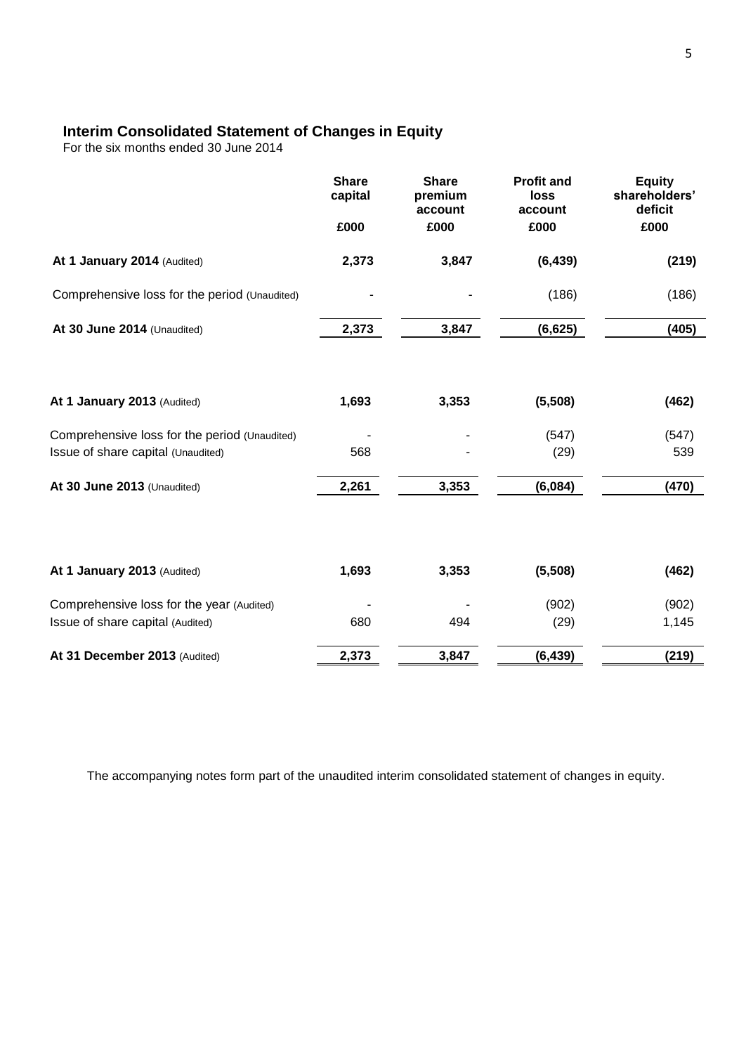## Interim Consolidated Statement of Changes in Equity

For the six months ended 30 June 2014

| | Share capital | Share premium account | Profit and loss account | Equity shareholders' deficit |
|---|---|---|---|---|
| | £000 | £000 | £000 | £000 |
| **At 1 January 2014** (Audited) | **2,373** | **3,847** | **(6,439)** | **(219)** |
| Comprehensive loss for the period (Unaudited) | - | - | (186) | (186) |
| **At 30 June 2014** (Unaudited) | **2,373** | **3,847** | **(6,625)** | **(405)** |
| | | | | |
| **At 1 January 2013** (Audited) | **1,693** | **3,353** | **(5,508)** | **(462)** |
| Comprehensive loss for the period (Unaudited) | - | - | (547) | (547) |
| Issue of share capital (Unaudited) | 568 | - | (29) | 539 |
| **At 30 June 2013** (Unaudited) | **2,261** | **3,353** | **(6,084)** | **(470)** |
| | | | | |
| **At 1 January 2013** (Audited) | **1,693** | **3,353** | **(5,508)** | **(462)** |
| Comprehensive loss for the year (Audited) | - | - | (902) | (902) |
| Issue of share capital (Audited) | 680 | 494 | (29) | 1,145 |
| **At 31 December 2013** (Audited) | **2,373** | **3,847** | **(6,439)** | **(219)** |

The accompanying notes form part of the unaudited interim consolidated statement of changes in equity.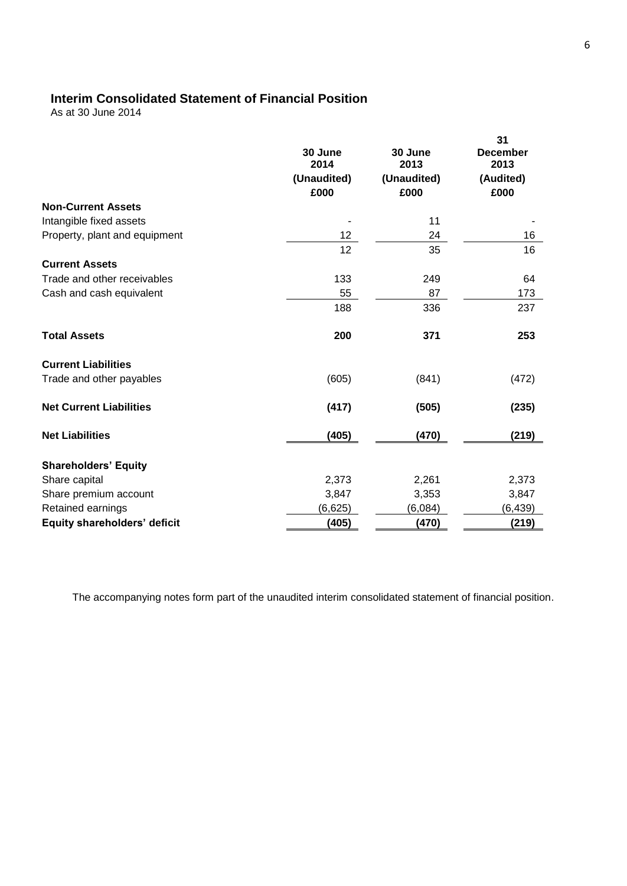## Interim Consolidated Statement of Financial Position

As at 30 June 2014

| | 30 June 2014 (Unaudited) £000 | 30 June 2013 (Unaudited) £000 | 31 December 2013 (Audited) £000 |
|---|---|---|---|
| **Non-Current Assets** | | | |
| Intangible fixed assets | - | 11 | - |
| Property, plant and equipment | 12 | 24 | 16 |
| | 12 | 35 | 16 |
| **Current Assets** | | | |
| Trade and other receivables | 133 | 249 | 64 |
| Cash and cash equivalent | 55 | 87 | 173 |
| | 188 | 336 | 237 |
| **Total Assets** | **200** | **371** | **253** |
| **Current Liabilities** | | | |
| Trade and other payables | (605) | (841) | (472) |
| **Net Current Liabilities** | **(417)** | **(505)** | **(235)** |
| **Net Liabilities** | **(405)** | **(470)** | **(219)** |
| **Shareholders' Equity** | | | |
| Share capital | 2,373 | 2,261 | 2,373 |
| Share premium account | 3,847 | 3,353 | 3,847 |
| Retained earnings | (6,625) | (6,084) | (6,439) |
| **Equity shareholders' deficit** | **(405)** | **(470)** | **(219)** |

The accompanying notes form part of the unaudited interim consolidated statement of financial position.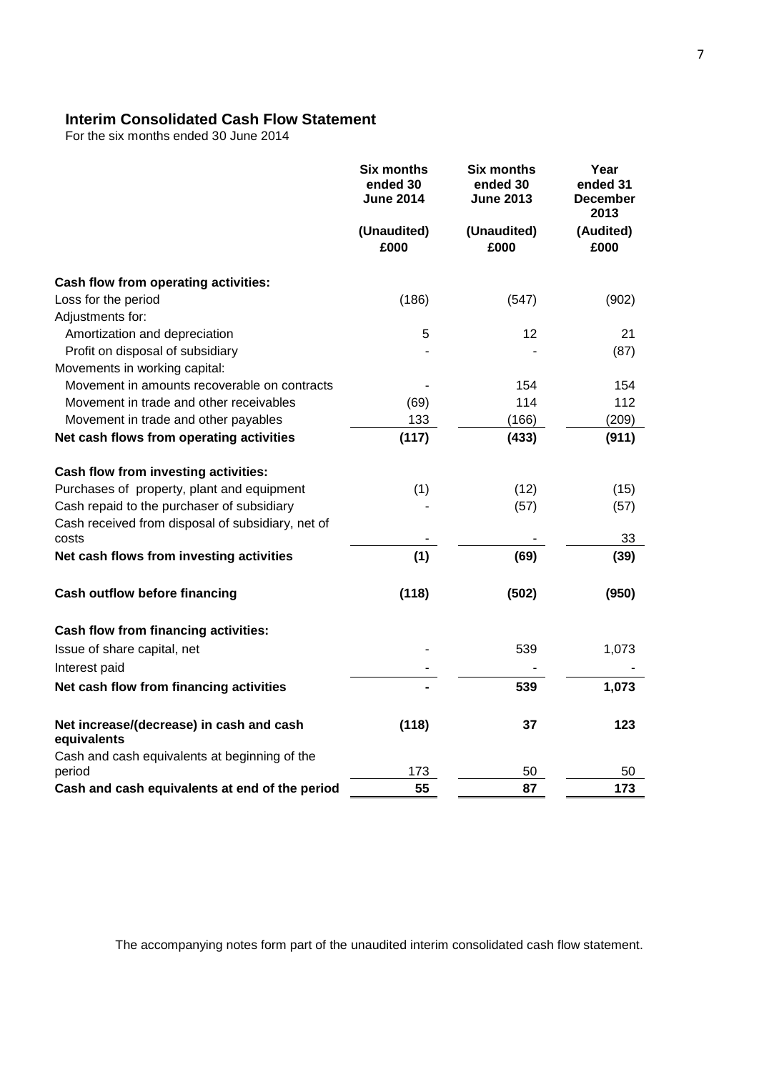## Interim Consolidated Cash Flow Statement

For the six months ended 30 June 2014

| | Six months ended 30 June 2014 | Six months ended 30 June 2013 | Year ended 31 December 2013 |
|---|---|---|---|
| | (Unaudited) £000 | (Unaudited) £000 | (Audited) £000 |
| **Cash flow from operating activities:** | | | |
| Loss for the period | (186) | (547) | (902) |
| Adjustments for: | | | |
| Amortization and depreciation | 5 | 12 | 21 |
| Profit on disposal of subsidiary | - | - | (87) |
| Movements in working capital: | | | |
| Movement in amounts recoverable on contracts | - | 154 | 154 |
| Movement in trade and other receivables | (69) | 114 | 112 |
| Movement in trade and other payables | 133 | (166) | (209) |
| **Net cash flows from operating activities** | **(117)** | **(433)** | **(911)** |
| **Cash flow from investing activities:** | | | |
| Purchases of property, plant and equipment | (1) | (12) | (15) |
| Cash repaid to the purchaser of subsidiary | - | (57) | (57) |
| Cash received from disposal of subsidiary, net of costs | - | - | 33 |
| **Net cash flows from investing activities** | **(1)** | **(69)** | **(39)** |
| **Cash outflow before financing** | **(118)** | **(502)** | **(950)** |
| **Cash flow from financing activities:** | | | |
| Issue of share capital, net | - | 539 | 1,073 |
| Interest paid | - | - | - |
| **Net cash flow from financing activities** | **-** | **539** | **1,073** |
| **Net increase/(decrease) in cash and cash equivalents** | **(118)** | **37** | **123** |
| Cash and cash equivalents at beginning of the period | 173 | 50 | 50 |
| **Cash and cash equivalents at end of the period** | **55** | **87** | **173** |

The accompanying notes form part of the unaudited interim consolidated cash flow statement.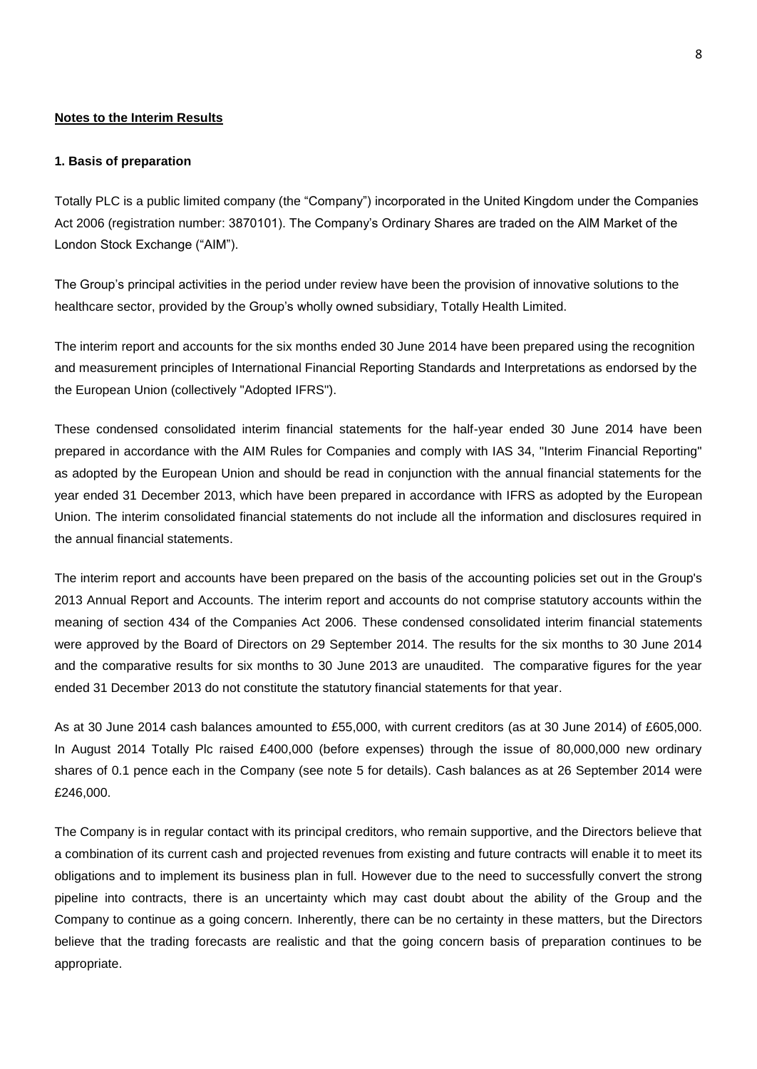**Notes to the Interim Results**

**1. Basis of preparation**

Totally PLC is a public limited company (the "Company") incorporated in the United Kingdom under the Companies Act 2006 (registration number: 3870101). The Company's Ordinary Shares are traded on the AIM Market of the London Stock Exchange ("AIM").

The Group's principal activities in the period under review have been the provision of innovative solutions to the healthcare sector, provided by the Group's wholly owned subsidiary, Totally Health Limited.

The interim report and accounts for the six months ended 30 June 2014 have been prepared using the recognition and measurement principles of International Financial Reporting Standards and Interpretations as endorsed by the the European Union (collectively "Adopted IFRS").

These condensed consolidated interim financial statements for the half-year ended 30 June 2014 have been prepared in accordance with the AIM Rules for Companies and comply with IAS 34, "Interim Financial Reporting" as adopted by the European Union and should be read in conjunction with the annual financial statements for the year ended 31 December 2013, which have been prepared in accordance with IFRS as adopted by the European Union. The interim consolidated financial statements do not include all the information and disclosures required in the annual financial statements.

The interim report and accounts have been prepared on the basis of the accounting policies set out in the Group's 2013 Annual Report and Accounts. The interim report and accounts do not comprise statutory accounts within the meaning of section 434 of the Companies Act 2006. These condensed consolidated interim financial statements were approved by the Board of Directors on 29 September 2014. The results for the six months to 30 June 2014 and the comparative results for six months to 30 June 2013 are unaudited. The comparative figures for the year ended 31 December 2013 do not constitute the statutory financial statements for that year.

As at 30 June 2014 cash balances amounted to £55,000, with current creditors (as at 30 June 2014) of £605,000. In August 2014 Totally Plc raised £400,000 (before expenses) through the issue of 80,000,000 new ordinary shares of 0.1 pence each in the Company (see note 5 for details). Cash balances as at 26 September 2014 were £246,000.

The Company is in regular contact with its principal creditors, who remain supportive, and the Directors believe that a combination of its current cash and projected revenues from existing and future contracts will enable it to meet its obligations and to implement its business plan in full. However due to the need to successfully convert the strong pipeline into contracts, there is an uncertainty which may cast doubt about the ability of the Group and the Company to continue as a going concern. Inherently, there can be no certainty in these matters, but the Directors believe that the trading forecasts are realistic and that the going concern basis of preparation continues to be appropriate.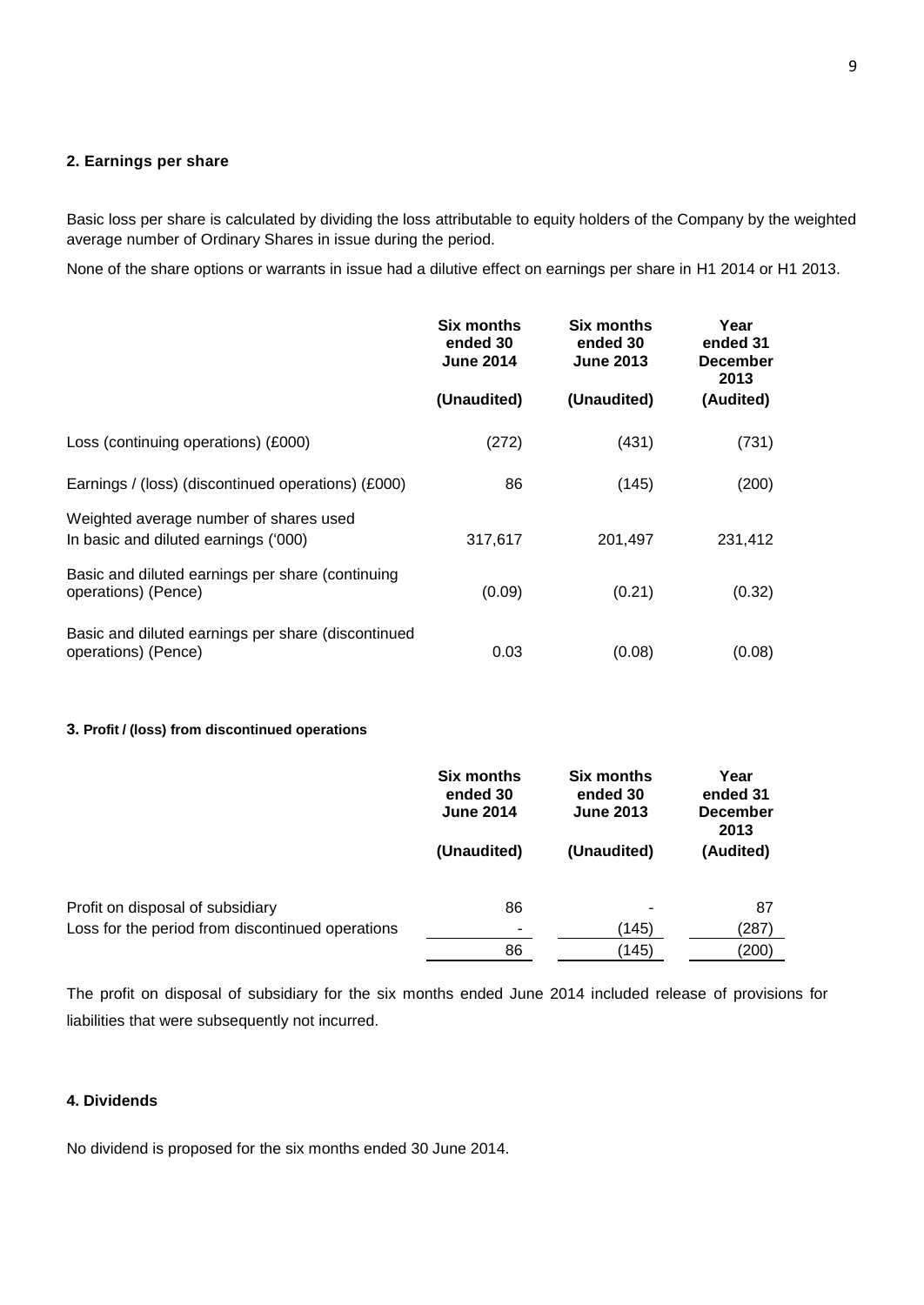## 2. Earnings per share

Basic loss per share is calculated by dividing the loss attributable to equity holders of the Company by the weighted average number of Ordinary Shares in issue during the period.

None of the share options or warrants in issue had a dilutive effect on earnings per share in H1 2014 or H1 2013.

| | Six months ended 30 June 2014 (Unaudited) | Six months ended 30 June 2013 (Unaudited) | Year ended 31 December 2013 (Audited) |
|---|---|---|---|
| Loss (continuing operations) (£000) | (272) | (431) | (731) |
| Earnings / (loss) (discontinued operations) (£000) | 86 | (145) | (200) |
| Weighted average number of shares used In basic and diluted earnings ('000) | 317,617 | 201,497 | 231,412 |
| Basic and diluted earnings per share (continuing operations) (Pence) | (0.09) | (0.21) | (0.32) |
| Basic and diluted earnings per share (discontinued operations) (Pence) | 0.03 | (0.08) | (0.08) |

## 3. Profit / (loss) from discontinued operations

| | Six months ended 30 June 2014 (Unaudited) | Six months ended 30 June 2013 (Unaudited) | Year ended 31 December 2013 (Audited) |
|---|---|---|---|
| Profit on disposal of subsidiary | 86 | - | 87 |
| Loss for the period from discontinued operations | - | (145) | (287) |
| | 86 | (145) | (200) |

The profit on disposal of subsidiary for the six months ended June 2014 included release of provisions for liabilities that were subsequently not incurred.

## 4. Dividends

No dividend is proposed for the six months ended 30 June 2014.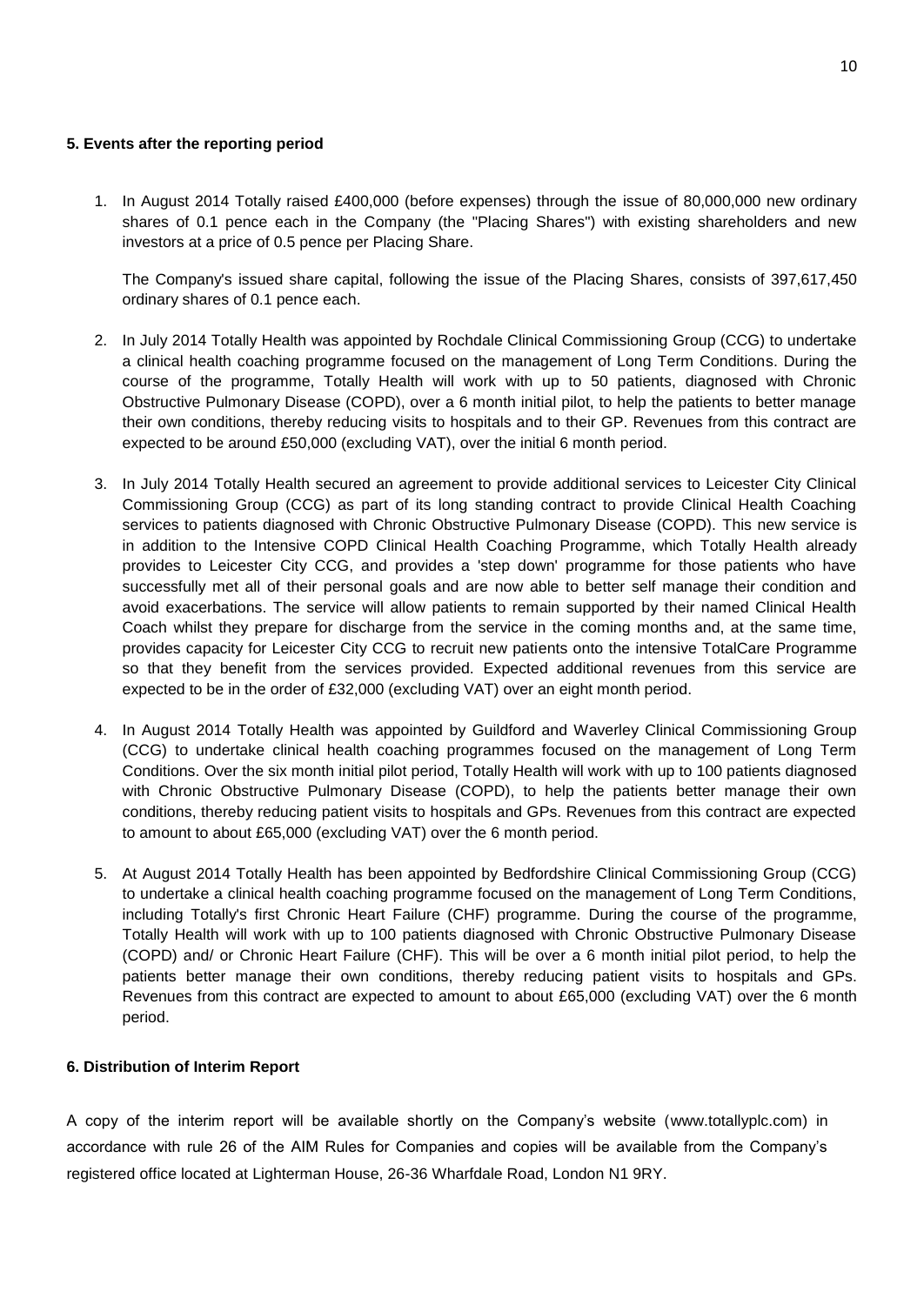**5. Events after the reporting period**

1. In August 2014 Totally raised £400,000 (before expenses) through the issue of 80,000,000 new ordinary shares of 0.1 pence each in the Company (the "Placing Shares") with existing shareholders and new investors at a price of 0.5 pence per Placing Share.

   The Company's issued share capital, following the issue of the Placing Shares, consists of 397,617,450 ordinary shares of 0.1 pence each.

2. In July 2014 Totally Health was appointed by Rochdale Clinical Commissioning Group (CCG) to undertake a clinical health coaching programme focused on the management of Long Term Conditions. During the course of the programme, Totally Health will work with up to 50 patients, diagnosed with Chronic Obstructive Pulmonary Disease (COPD), over a 6 month initial pilot, to help the patients to better manage their own conditions, thereby reducing visits to hospitals and to their GP. Revenues from this contract are expected to be around £50,000 (excluding VAT), over the initial 6 month period.

3. In July 2014 Totally Health secured an agreement to provide additional services to Leicester City Clinical Commissioning Group (CCG) as part of its long standing contract to provide Clinical Health Coaching services to patients diagnosed with Chronic Obstructive Pulmonary Disease (COPD). This new service is in addition to the Intensive COPD Clinical Health Coaching Programme, which Totally Health already provides to Leicester City CCG, and provides a 'step down' programme for those patients who have successfully met all of their personal goals and are now able to better self manage their condition and avoid exacerbations. The service will allow patients to remain supported by their named Clinical Health Coach whilst they prepare for discharge from the service in the coming months and, at the same time, provides capacity for Leicester City CCG to recruit new patients onto the intensive TotalCare Programme so that they benefit from the services provided. Expected additional revenues from this service are expected to be in the order of £32,000 (excluding VAT) over an eight month period.

4. In August 2014 Totally Health was appointed by Guildford and Waverley Clinical Commissioning Group (CCG) to undertake clinical health coaching programmes focused on the management of Long Term Conditions. Over the six month initial pilot period, Totally Health will work with up to 100 patients diagnosed with Chronic Obstructive Pulmonary Disease (COPD), to help the patients better manage their own conditions, thereby reducing patient visits to hospitals and GPs. Revenues from this contract are expected to amount to about £65,000 (excluding VAT) over the 6 month period.

5. At August 2014 Totally Health has been appointed by Bedfordshire Clinical Commissioning Group (CCG) to undertake a clinical health coaching programme focused on the management of Long Term Conditions, including Totally's first Chronic Heart Failure (CHF) programme. During the course of the programme, Totally Health will work with up to 100 patients diagnosed with Chronic Obstructive Pulmonary Disease (COPD) and/ or Chronic Heart Failure (CHF). This will be over a 6 month initial pilot period, to help the patients better manage their own conditions, thereby reducing patient visits to hospitals and GPs. Revenues from this contract are expected to amount to about £65,000 (excluding VAT) over the 6 month period.

**6. Distribution of Interim Report**

A copy of the interim report will be available shortly on the Company's website (www.totallyplc.com) in accordance with rule 26 of the AIM Rules for Companies and copies will be available from the Company's registered office located at Lighterman House, 26-36 Wharfdale Road, London N1 9RY.